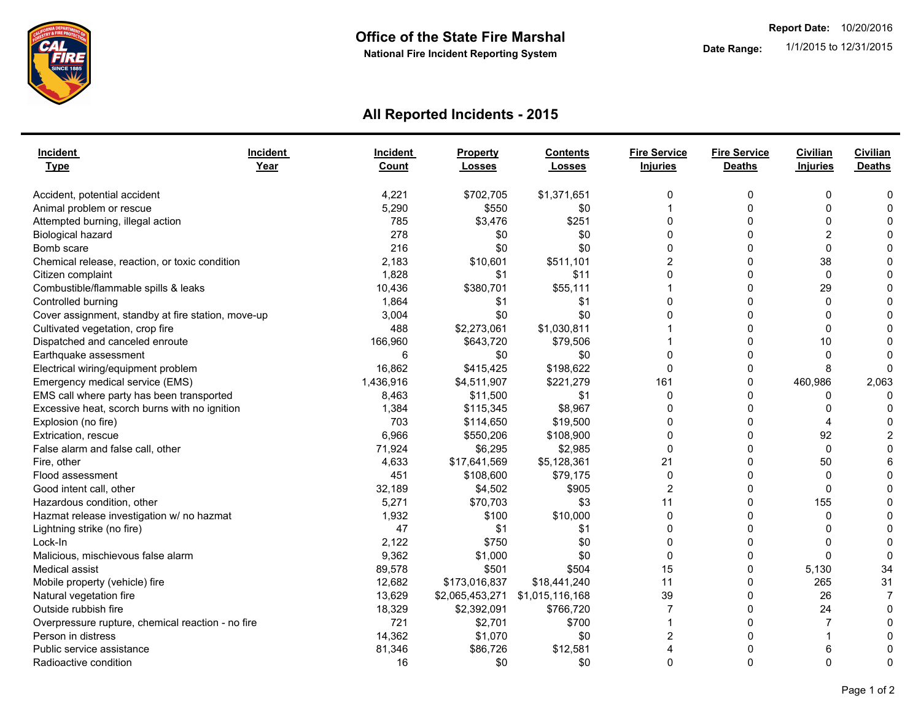**Report Date:** 10/20/2016

# Office of the State Fire Marshal

**National Fire Incident Reporting System**

**Date Range:** 1/1/2015 to 12/31/2015

## All Reported Incidents - 2015

| Incident Type | Incident Year | Incident Count | Property Losses | Contents Losses | Fire Service Injuries | Fire Service Deaths | Civilian Injuries | Civilian Deaths |
|---|---|---|---|---|---|---|---|---|
| Accident, potential accident | | 4,221 | $702,705 | $1,371,651 | 0 | 0 | 0 | 0 |
| Animal problem or rescue | | 5,290 | $550 | $0 | 1 | 0 | 0 | 0 |
| Attempted burning, illegal action | | 785 | $3,476 | $251 | 0 | 0 | 0 | 0 |
| Biological hazard | | 278 | $0 | $0 | 0 | 0 | 2 | 0 |
| Bomb scare | | 216 | $0 | $0 | 0 | 0 | 0 | 0 |
| Chemical release, reaction, or toxic condition | | 2,183 | $10,601 | $511,101 | 2 | 0 | 38 | 0 |
| Citizen complaint | | 1,828 | $1 | $11 | 0 | 0 | 0 | 0 |
| Combustible/flammable spills & leaks | | 10,436 | $380,701 | $55,111 | 1 | 0 | 29 | 0 |
| Controlled burning | | 1,864 | $1 | $1 | 0 | 0 | 0 | 0 |
| Cover assignment, standby at fire station, move-up | | 3,004 | $0 | $0 | 0 | 0 | 0 | 0 |
| Cultivated vegetation, crop fire | | 488 | $2,273,061 | $1,030,811 | 1 | 0 | 0 | 0 |
| Dispatched and canceled enroute | | 166,960 | $643,720 | $79,506 | 1 | 0 | 10 | 0 |
| Earthquake assessment | | 6 | $0 | $0 | 0 | 0 | 0 | 0 |
| Electrical wiring/equipment problem | | 16,862 | $415,425 | $198,622 | 0 | 0 | 8 | 0 |
| Emergency medical service (EMS) | | 1,436,916 | $4,511,907 | $221,279 | 161 | 0 | 460,986 | 2,063 |
| EMS call where party has been transported | | 8,463 | $11,500 | $1 | 0 | 0 | 0 | 0 |
| Excessive heat, scorch burns with no ignition | | 1,384 | $115,345 | $8,967 | 0 | 0 | 0 | 0 |
| Explosion (no fire) | | 703 | $114,650 | $19,500 | 0 | 0 | 4 | 0 |
| Extrication, rescue | | 6,966 | $550,206 | $108,900 | 0 | 0 | 92 | 2 |
| False alarm and false call, other | | 71,924 | $6,295 | $2,985 | 0 | 0 | 0 | 0 |
| Fire, other | | 4,633 | $17,641,569 | $5,128,361 | 21 | 0 | 50 | 6 |
| Flood assessment | | 451 | $108,600 | $79,175 | 0 | 0 | 0 | 0 |
| Good intent call, other | | 32,189 | $4,502 | $905 | 2 | 0 | 0 | 0 |
| Hazardous condition, other | | 5,271 | $70,703 | $3 | 11 | 0 | 155 | 0 |
| Hazmat release investigation w/ no hazmat | | 1,932 | $100 | $10,000 | 0 | 0 | 0 | 0 |
| Lightning strike (no fire) | | 47 | $1 | $1 | 0 | 0 | 0 | 0 |
| Lock-In | | 2,122 | $750 | $0 | 0 | 0 | 0 | 0 |
| Malicious, mischievous false alarm | | 9,362 | $1,000 | $0 | 0 | 0 | 0 | 0 |
| Medical assist | | 89,578 | $501 | $504 | 15 | 0 | 5,130 | 34 |
| Mobile property (vehicle) fire | | 12,682 | $173,016,837 | $18,441,240 | 11 | 0 | 265 | 31 |
| Natural vegetation fire | | 13,629 | $2,065,453,271 | $1,015,116,168 | 39 | 0 | 26 | 7 |
| Outside rubbish fire | | 18,329 | $2,392,091 | $766,720 | 7 | 0 | 24 | 0 |
| Overpressure rupture, chemical reaction - no fire | | 721 | $2,701 | $700 | 1 | 0 | 7 | 0 |
| Person in distress | | 14,362 | $1,070 | $0 | 2 | 0 | 1 | 0 |
| Public service assistance | | 81,346 | $86,726 | $12,581 | 4 | 0 | 6 | 0 |
| Radioactive condition | | 16 | $0 | $0 | 0 | 0 | 0 | 0 |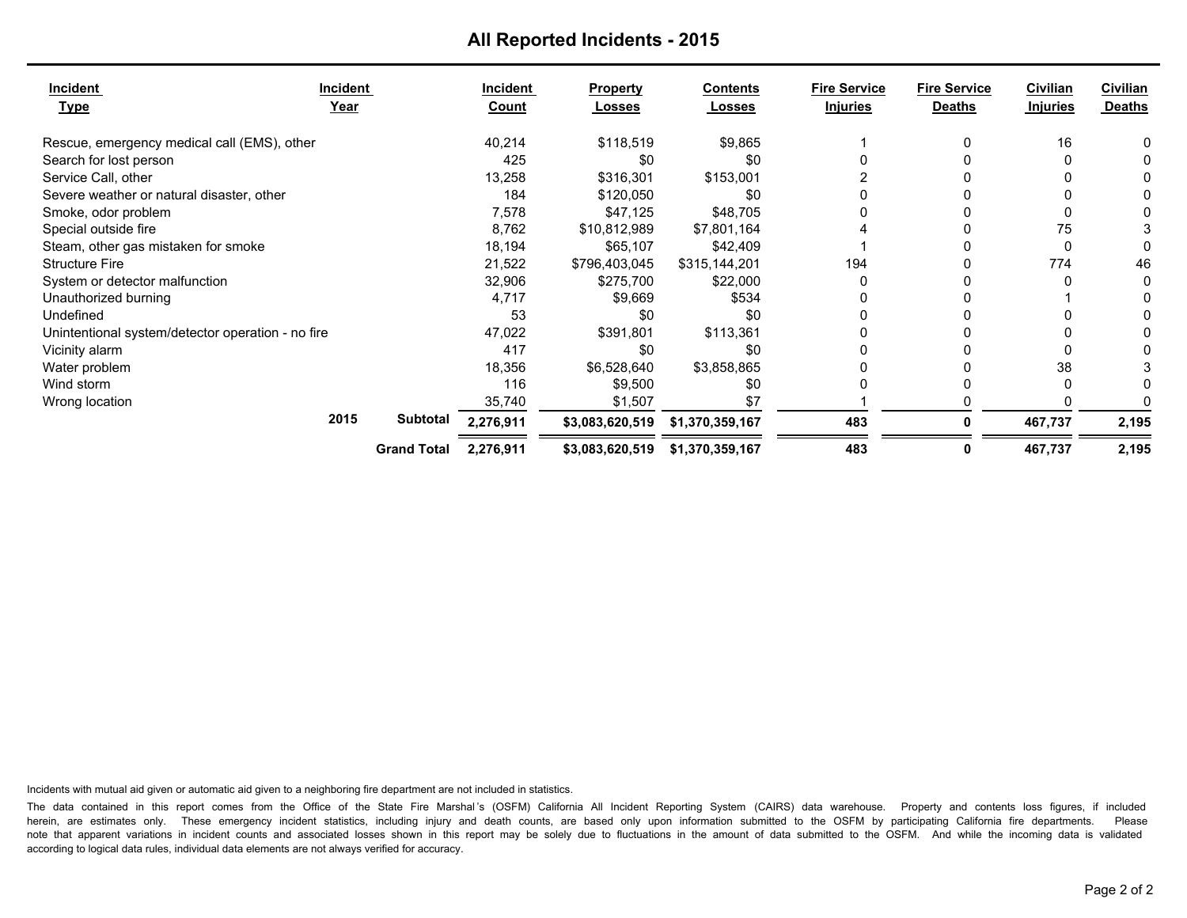# All Reported Incidents - 2015

| Incident Type | Incident Year | | Incident Count | Property Losses | Contents Losses | Fire Service Injuries | Fire Service Deaths | Civilian Injuries | Civilian Deaths |
|---|---|---|---|---|---|---|---|---|---|
| Rescue, emergency medical call (EMS), other | | | 40,214 | $118,519 | $9,865 | 1 | 0 | 16 | 0 |
| Search for lost person | | | 425 | $0 | $0 | 0 | 0 | 0 | 0 |
| Service Call, other | | | 13,258 | $316,301 | $153,001 | 2 | 0 | 0 | 0 |
| Severe weather or natural disaster, other | | | 184 | $120,050 | $0 | 0 | 0 | 0 | 0 |
| Smoke, odor problem | | | 7,578 | $47,125 | $48,705 | 0 | 0 | 0 | 0 |
| Special outside fire | | | 8,762 | $10,812,989 | $7,801,164 | 4 | 0 | 75 | 3 |
| Steam, other gas mistaken for smoke | | | 18,194 | $65,107 | $42,409 | 1 | 0 | 0 | 0 |
| Structure Fire | | | 21,522 | $796,403,045 | $315,144,201 | 194 | 0 | 774 | 46 |
| System or detector malfunction | | | 32,906 | $275,700 | $22,000 | 0 | 0 | 0 | 0 |
| Unauthorized burning | | | 4,717 | $9,669 | $534 | 0 | 0 | 1 | 0 |
| Undefined | | | 53 | $0 | $0 | 0 | 0 | 0 | 0 |
| Unintentional system/detector operation - no fire | | | 47,022 | $391,801 | $113,361 | 0 | 0 | 0 | 0 |
| Vicinity alarm | | | 417 | $0 | $0 | 0 | 0 | 0 | 0 |
| Water problem | | | 18,356 | $6,528,640 | $3,858,865 | 0 | 0 | 38 | 3 |
| Wind storm | | | 116 | $9,500 | $0 | 0 | 0 | 0 | 0 |
| Wrong location | | | 35,740 | $1,507 | $7 | 1 | 0 | 0 | 0 |
| | **2015** | **Subtotal** | **2,276,911** | **$3,083,620,519** | **$1,370,359,167** | **483** | **0** | **467,737** | **2,195** |
| | | **Grand Total** | **2,276,911** | **$3,083,620,519** | **$1,370,359,167** | **483** | **0** | **467,737** | **2,195** |

Incidents with mutual aid given or automatic aid given to a neighboring fire department are not included in statistics.

The data contained in this report comes from the Office of the State Fire Marshal's (OSFM) California All Incident Reporting System (CAIRS) data warehouse. Property and contents loss figures, if included herein, are estimates only. These emergency incident statistics, including injury and death counts, are based only upon information submitted to the OSFM by participating California fire departments. Please note that apparent variations in incident counts and associated losses shown in this report may be solely due to fluctuations in the amount of data submitted to the OSFM. And while the incoming data is validated according to logical data rules, individual data elements are not always verified for accuracy.